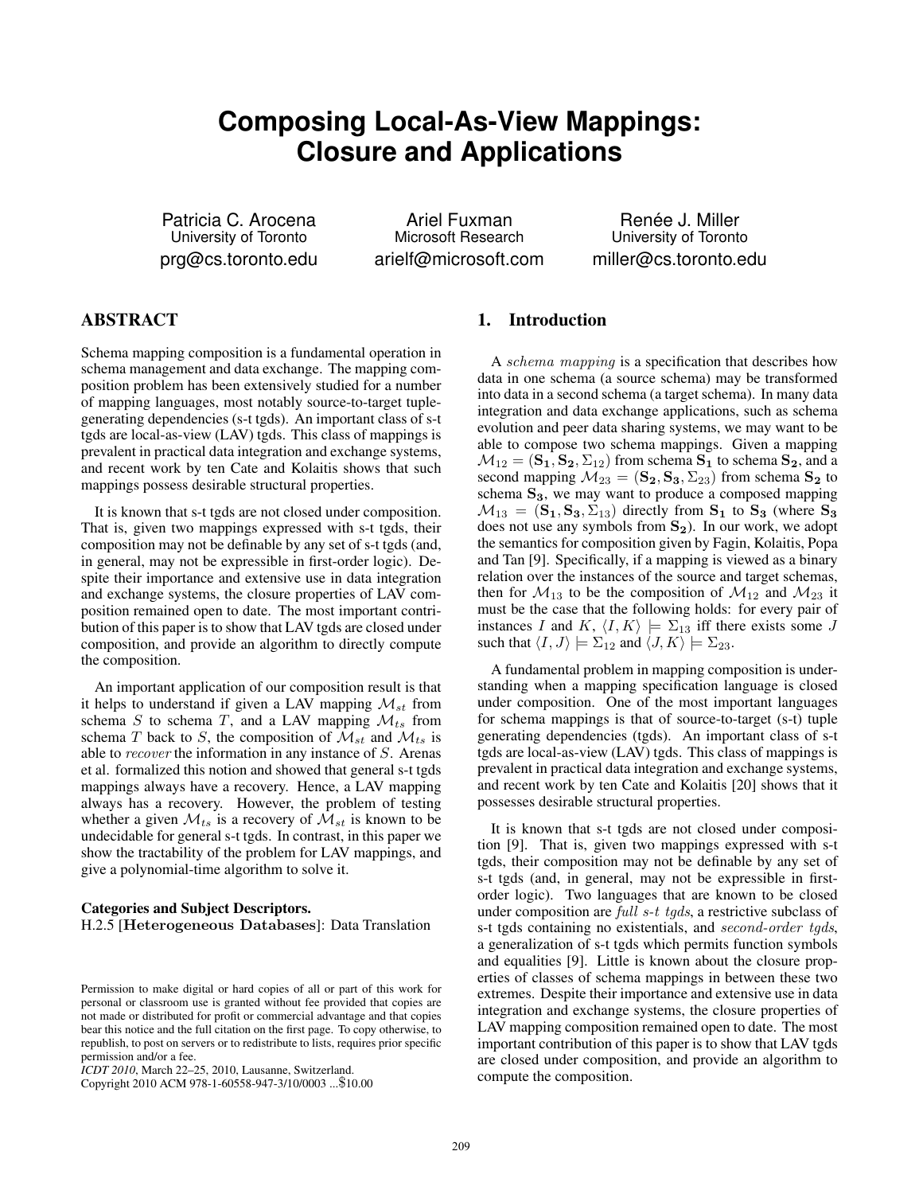# Composing Local-As-View Mappings: Closure and Applications

Patricia C. Arocena
University of Toronto
prg@cs.toronto.edu

Ariel Fuxman
Microsoft Research
arielf@microsoft.com

Renée J. Miller
University of Toronto
miller@cs.toronto.edu

## ABSTRACT

Schema mapping composition is a fundamental operation in schema management and data exchange. The mapping composition problem has been extensively studied for a number of mapping languages, most notably source-to-target tuple-generating dependencies (s-t tgds). An important class of s-t tgds are local-as-view (LAV) tgds. This class of mappings is prevalent in practical data integration and exchange systems, and recent work by ten Cate and Kolaitis shows that such mappings possess desirable structural properties.

It is known that s-t tgds are not closed under composition. That is, given two mappings expressed with s-t tgds, their composition may not be definable by any set of s-t tgds (and, in general, may not be expressible in first-order logic). Despite their importance and extensive use in data integration and exchange systems, the closure properties of LAV composition remained open to date. The most important contribution of this paper is to show that LAV tgds are closed under composition, and provide an algorithm to directly compute the composition.

An important application of our composition result is that it helps to understand if given a LAV mapping $\mathcal{M}_{st}$ from schema $S$ to schema $T$, and a LAV mapping $\mathcal{M}_{ts}$ from schema $T$ back to $S$, the composition of $\mathcal{M}_{st}$ and $\mathcal{M}_{ts}$ is able to *recover* the information in any instance of $S$. Arenas et al. formalized this notion and showed that general s-t tgds mappings always have a recovery. Hence, a LAV mapping always has a recovery. However, the problem of testing whether a given $\mathcal{M}_{ts}$ is a recovery of $\mathcal{M}_{st}$ is known to be undecidable for general s-t tgds. In contrast, in this paper we show the tractability of the problem for LAV mappings, and give a polynomial-time algorithm to solve it.

**Categories and Subject Descriptors.**
H.2.5 [**Heterogeneous Databases**]: Data Translation

Permission to make digital or hard copies of all or part of this work for personal or classroom use is granted without fee provided that copies are not made or distributed for profit or commercial advantage and that copies bear this notice and the full citation on the first page. To copy otherwise, to republish, to post on servers or to redistribute to lists, requires prior specific permission and/or a fee.
*ICDT 2010*, March 22–25, 2010, Lausanne, Switzerland.
Copyright 2010 ACM 978-1-60558-947-3/10/0003 ...$10.00

## 1. Introduction

A *schema mapping* is a specification that describes how data in one schema (a source schema) may be transformed into data in a second schema (a target schema). In many data integration and data exchange applications, such as schema evolution and peer data sharing systems, we may want to be able to compose two schema mappings. Given a mapping $\mathcal{M}_{12} = (\mathbf{S_1}, \mathbf{S_2}, \Sigma_{12})$ from schema $\mathbf{S_1}$ to schema $\mathbf{S_2}$, and a second mapping $\mathcal{M}_{23} = (\mathbf{S_2}, \mathbf{S_3}, \Sigma_{23})$ from schema $\mathbf{S_2}$ to schema $\mathbf{S_3}$, we may want to produce a composed mapping $\mathcal{M}_{13} = (\mathbf{S_1}, \mathbf{S_3}, \Sigma_{13})$ directly from $\mathbf{S_1}$ to $\mathbf{S_3}$ (where $\mathbf{S_3}$ does not use any symbols from $\mathbf{S_2}$). In our work, we adopt the semantics for composition given by Fagin, Kolaitis, Popa and Tan [9]. Specifically, if a mapping is viewed as a binary relation over the instances of the source and target schemas, then for $\mathcal{M}_{13}$ to be the composition of $\mathcal{M}_{12}$ and $\mathcal{M}_{23}$ it must be the case that the following holds: for every pair of instances $I$ and $K$, $\langle I, K\rangle \models \Sigma_{13}$ iff there exists some $J$ such that $\langle I, J\rangle \models \Sigma_{12}$ and $\langle J, K\rangle \models \Sigma_{23}$.

A fundamental problem in mapping composition is understanding when a mapping specification language is closed under composition. One of the most important languages for schema mappings is that of source-to-target (s-t) tuple generating dependencies (tgds). An important class of s-t tgds are local-as-view (LAV) tgds. This class of mappings is prevalent in practical data integration and exchange systems, and recent work by ten Cate and Kolaitis [20] shows that it possesses desirable structural properties.

It is known that s-t tgds are not closed under composition [9]. That is, given two mappings expressed with s-t tgds, their composition may not be definable by any set of s-t tgds (and, in general, may not be expressible in first-order logic). Two languages that are known to be closed under composition are *full s-t tgds*, a restrictive subclass of s-t tgds containing no existentials, and *second-order tgds*, a generalization of s-t tgds which permits function symbols and equalities [9]. Little is known about the closure properties of classes of schema mappings in between these two extremes. Despite their importance and extensive use in data integration and exchange systems, the closure properties of LAV mapping composition remained open to date. The most important contribution of this paper is to show that LAV tgds are closed under composition, and provide an algorithm to compute the composition.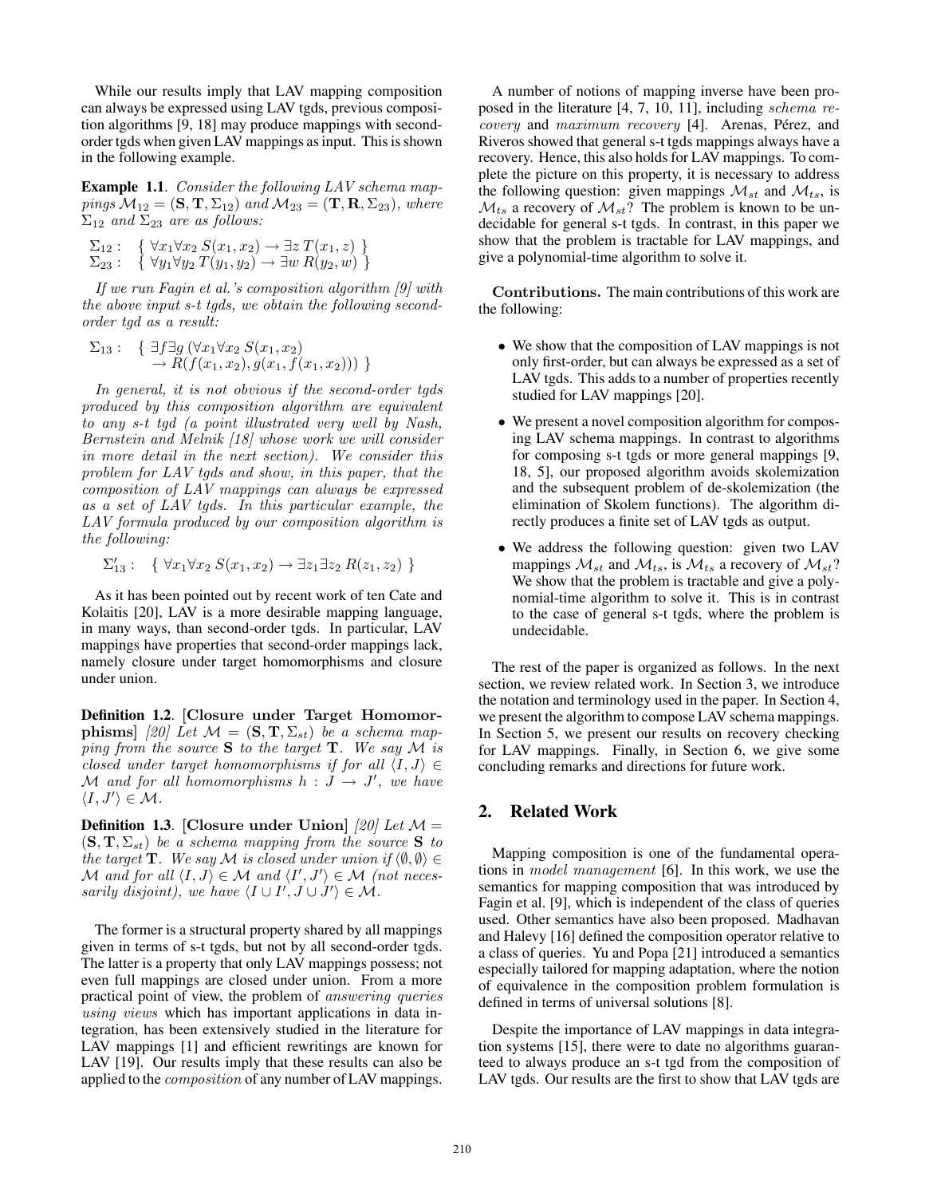While our results imply that LAV mapping composition can always be expressed using LAV tgds, previous composition algorithms [9, 18] may produce mappings with second-order tgds when given LAV mappings as input. This is shown in the following example.

**Example 1.1**. *Consider the following LAV schema mappings $\mathcal{M}_{12} = (\mathbf{S}, \mathbf{T}, \Sigma_{12})$ and $\mathcal{M}_{23} = (\mathbf{T}, \mathbf{R}, \Sigma_{23})$, where $\Sigma_{12}$ and $\Sigma_{23}$ are as follows:*

$$\Sigma_{12} : \quad \{ \ \forall x_1 \forall x_2 \ S(x_1, x_2) \rightarrow \exists z \ T(x_1, z) \ \}$$
$$\Sigma_{23} : \quad \{ \ \forall y_1 \forall y_2 \ T(y_1, y_2) \rightarrow \exists w \ R(y_2, w) \ \}$$

*If we run Fagin et al.'s composition algorithm [9] with the above input s-t tgds, we obtain the following second-order tgd as a result:*

$$\Sigma_{13} : \quad \{ \ \exists f \exists g \ (\forall x_1 \forall x_2 \ S(x_1, x_2) \rightarrow R(f(x_1, x_2), g(x_1, f(x_1, x_2))) \ \}$$

*In general, it is not obvious if the second-order tgds produced by this composition algorithm are equivalent to any s-t tgd (a point illustrated very well by Nash, Bernstein and Melnik [18] whose work we will consider in more detail in the next section). We consider this problem for LAV tgds and show, in this paper, that the composition of LAV mappings can always be expressed as a set of LAV tgds. In this particular example, the LAV formula produced by our composition algorithm is the following:*

$$\Sigma'_{13} : \quad \{ \ \forall x_1 \forall x_2 \ S(x_1, x_2) \rightarrow \exists z_1 \exists z_2 \ R(z_1, z_2) \ \}$$

As it has been pointed out by recent work of ten Cate and Kolaitis [20], LAV is a more desirable mapping language, in many ways, than second-order tgds. In particular, LAV mappings have properties that second-order mappings lack, namely closure under target homomorphisms and closure under union.

**Definition 1.2**. **[Closure under Target Homomorphisms]** *[20] Let $\mathcal{M} = (\mathbf{S}, \mathbf{T}, \Sigma_{st})$ be a schema mapping from the source $\mathbf{S}$ to the target $\mathbf{T}$. We say $\mathcal{M}$ is closed under target homomorphisms if for all $\langle I, J \rangle \in \mathcal{M}$ and for all homomorphisms $h : J \rightarrow J'$, we have $\langle I, J' \rangle \in \mathcal{M}$.*

**Definition 1.3**. **[Closure under Union]** *[20] Let $\mathcal{M} = (\mathbf{S}, \mathbf{T}, \Sigma_{st})$ be a schema mapping from the source $\mathbf{S}$ to the target $\mathbf{T}$. We say $\mathcal{M}$ is closed under union if $\langle \emptyset, \emptyset \rangle \in \mathcal{M}$ and for all $\langle I, J \rangle \in \mathcal{M}$ and $\langle I', J' \rangle \in \mathcal{M}$ (not necessarily disjoint), we have $\langle I \cup I', J \cup J' \rangle \in \mathcal{M}$.*

The former is a structural property shared by all mappings given in terms of s-t tgds, but not by all second-order tgds. The latter is a property that only LAV mappings possess; not even full mappings are closed under union. From a more practical point of view, the problem of *answering queries using views* which has important applications in data integration, has been extensively studied in the literature for LAV mappings [1] and efficient rewritings are known for LAV [19]. Our results imply that these results can also be applied to the *composition* of any number of LAV mappings.

A number of notions of mapping inverse have been proposed in the literature [4, 7, 10, 11], including *schema recovery* and *maximum recovery* [4]. Arenas, Pérez, and Riveros showed that general s-t tgds mappings always have a recovery. Hence, this also holds for LAV mappings. To complete the picture on this property, it is necessary to address the following question: given mappings $\mathcal{M}_{st}$ and $\mathcal{M}_{ts}$, is $\mathcal{M}_{ts}$ a recovery of $\mathcal{M}_{st}$? The problem is known to be undecidable for general s-t tgds. In contrast, in this paper we show that the problem is tractable for LAV mappings, and give a polynomial-time algorithm to solve it.

**Contributions.** The main contributions of this work are the following:

- We show that the composition of LAV mappings is not only first-order, but can always be expressed as a set of LAV tgds. This adds to a number of properties recently studied for LAV mappings [20].
- We present a novel composition algorithm for composing LAV schema mappings. In contrast to algorithms for composing s-t tgds or more general mappings [9, 18, 5], our proposed algorithm avoids skolemization and the subsequent problem of de-skolemization (the elimination of Skolem functions). The algorithm directly produces a finite set of LAV tgds as output.
- We address the following question: given two LAV mappings $\mathcal{M}_{st}$ and $\mathcal{M}_{ts}$, is $\mathcal{M}_{ts}$ a recovery of $\mathcal{M}_{st}$? We show that the problem is tractable and give a polynomial-time algorithm to solve it. This is in contrast to the case of general s-t tgds, where the problem is undecidable.

The rest of the paper is organized as follows. In the next section, we review related work. In Section 3, we introduce the notation and terminology used in the paper. In Section 4, we present the algorithm to compose LAV schema mappings. In Section 5, we present our results on recovery checking for LAV mappings. Finally, in Section 6, we give some concluding remarks and directions for future work.

## 2. Related Work

Mapping composition is one of the fundamental operations in *model management* [6]. In this work, we use the semantics for mapping composition that was introduced by Fagin et al. [9], which is independent of the class of queries used. Other semantics have also been proposed. Madhavan and Halevy [16] defined the composition operator relative to a class of queries. Yu and Popa [21] introduced a semantics especially tailored for mapping adaptation, where the notion of equivalence in the composition problem formulation is defined in terms of universal solutions [8].

Despite the importance of LAV mappings in data integration systems [15], there were to date no algorithms guaranteed to always produce an s-t tgd from the composition of LAV tgds. Our results are the first to show that LAV tgds are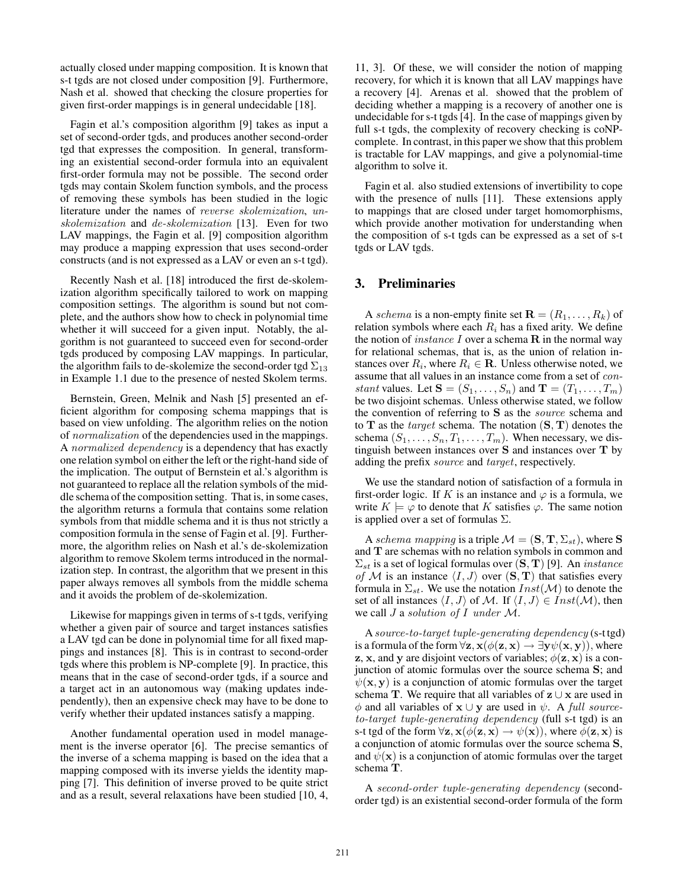actually closed under mapping composition. It is known that s-t tgds are not closed under composition [9]. Furthermore, Nash et al. showed that checking the closure properties for given first-order mappings is in general undecidable [18].

Fagin et al.'s composition algorithm [9] takes as input a set of second-order tgds, and produces another second-order tgd that expresses the composition. In general, transforming an existential second-order formula into an equivalent first-order formula may not be possible. The second order tgds may contain Skolem function symbols, and the process of removing these symbols has been studied in the logic literature under the names of *reverse skolemization*, *unskolemization* and *de-skolemization* [13]. Even for two LAV mappings, the Fagin et al. [9] composition algorithm may produce a mapping expression that uses second-order constructs (and is not expressed as a LAV or even an s-t tgd).

Recently Nash et al. [18] introduced the first de-skolemization algorithm specifically tailored to work on mapping composition settings. The algorithm is sound but not complete, and the authors show how to check in polynomial time whether it will succeed for a given input. Notably, the algorithm is not guaranteed to succeed even for second-order tgds produced by composing LAV mappings. In particular, the algorithm fails to de-skolemize the second-order tgd $\Sigma_{13}$ in Example 1.1 due to the presence of nested Skolem terms.

Bernstein, Green, Melnik and Nash [5] presented an efficient algorithm for composing schema mappings that is based on view unfolding. The algorithm relies on the notion of *normalization* of the dependencies used in the mappings. A *normalized dependency* is a dependency that has exactly one relation symbol on either the left or the right-hand side of the implication. The output of Bernstein et al.'s algorithm is not guaranteed to replace all the relation symbols of the middle schema of the composition setting. That is, in some cases, the algorithm returns a formula that contains some relation symbols from that middle schema and it is thus not strictly a composition formula in the sense of Fagin et al. [9]. Furthermore, the algorithm relies on Nash et al.'s de-skolemization algorithm to remove Skolem terms introduced in the normalization step. In contrast, the algorithm that we present in this paper always removes all symbols from the middle schema and it avoids the problem of de-skolemization.

Likewise for mappings given in terms of s-t tgds, verifying whether a given pair of source and target instances satisfies a LAV tgd can be done in polynomial time for all fixed mappings and instances [8]. This is in contrast to second-order tgds where this problem is NP-complete [9]. In practice, this means that in the case of second-order tgds, if a source and a target act in an autonomous way (making updates independently), then an expensive check may have to be done to verify whether their updated instances satisfy a mapping.

Another fundamental operation used in model management is the inverse operator [6]. The precise semantics of the inverse of a schema mapping is based on the idea that a mapping composed with its inverse yields the identity mapping [7]. This definition of inverse proved to be quite strict and as a result, several relaxations have been studied [10, 4, 11, 3]. Of these, we will consider the notion of mapping recovery, for which it is known that all LAV mappings have a recovery [4]. Arenas et al. showed that the problem of deciding whether a mapping is a recovery of another one is undecidable for s-t tgds [4]. In the case of mappings given by full s-t tgds, the complexity of recovery checking is coNP-complete. In contrast, in this paper we show that this problem is tractable for LAV mappings, and give a polynomial-time algorithm to solve it.

Fagin et al. also studied extensions of invertibility to cope with the presence of nulls [11]. These extensions apply to mappings that are closed under target homomorphisms, which provide another motivation for understanding when the composition of s-t tgds can be expressed as a set of s-t tgds or LAV tgds.

## 3. Preliminaries

A *schema* is a non-empty finite set $\mathbf{R} = (R_1, \ldots, R_k)$ of relation symbols where each $R_i$ has a fixed arity. We define the notion of *instance* $I$ over a schema $\mathbf{R}$ in the normal way for relational schemas, that is, as the union of relation instances over $R_i$, where $R_i \in \mathbf{R}$. Unless otherwise noted, we assume that all values in an instance come from a set of *constant* values. Let $\mathbf{S} = (S_1, \ldots, S_n)$ and $\mathbf{T} = (T_1, \ldots, T_m)$ be two disjoint schemas. Unless otherwise stated, we follow the convention of referring to $\mathbf{S}$ as the *source* schema and to $\mathbf{T}$ as the *target* schema. The notation $(\mathbf{S}, \mathbf{T})$ denotes the schema $(S_1, \ldots, S_n, T_1, \ldots, T_m)$. When necessary, we distinguish between instances over $\mathbf{S}$ and instances over $\mathbf{T}$ by adding the prefix *source* and *target*, respectively.

We use the standard notion of satisfaction of a formula in first-order logic. If $K$ is an instance and $\varphi$ is a formula, we write $K \models \varphi$ to denote that $K$ satisfies $\varphi$. The same notion is applied over a set of formulas $\Sigma$.

A *schema mapping* is a triple $\mathcal{M} = (\mathbf{S}, \mathbf{T}, \Sigma_{st})$, where $\mathbf{S}$ and $\mathbf{T}$ are schemas with no relation symbols in common and $\Sigma_{st}$ is a set of logical formulas over $(\mathbf{S}, \mathbf{T})$ [9]. An *instance of* $\mathcal{M}$ is an instance $\langle I, J \rangle$ over $(\mathbf{S}, \mathbf{T})$ that satisfies every formula in $\Sigma_{st}$. We use the notation $Inst(\mathcal{M})$ to denote the set of all instances $\langle I, J \rangle$ of $\mathcal{M}$. If $\langle I, J \rangle \in Inst(\mathcal{M})$, then we call $J$ a *solution of* $I$ *under* $\mathcal{M}$.

A *source-to-target tuple-generating dependency* (s-t tgd) is a formula of the form $\forall \mathbf{z}, \mathbf{x}(\phi(\mathbf{z}, \mathbf{x}) \rightarrow \exists \mathbf{y} \psi(\mathbf{x}, \mathbf{y}))$, where $\mathbf{z}$, $\mathbf{x}$, and $\mathbf{y}$ are disjoint vectors of variables; $\phi(\mathbf{z}, \mathbf{x})$ is a conjunction of atomic formulas over the source schema $\mathbf{S}$; and $\psi(\mathbf{x}, \mathbf{y})$ is a conjunction of atomic formulas over the target schema $\mathbf{T}$. We require that all variables of $\mathbf{z} \cup \mathbf{x}$ are used in $\phi$ and all variables of $\mathbf{x} \cup \mathbf{y}$ are used in $\psi$. A *full source-to-target tuple-generating dependency* (full s-t tgd) is an s-t tgd of the form $\forall \mathbf{z}, \mathbf{x}(\phi(\mathbf{z}, \mathbf{x}) \rightarrow \psi(\mathbf{x}))$, where $\phi(\mathbf{z}, \mathbf{x})$ is a conjunction of atomic formulas over the source schema $\mathbf{S}$, and $\psi(\mathbf{x})$ is a conjunction of atomic formulas over the target schema $\mathbf{T}$.

A *second-order tuple-generating dependency* (second-order tgd) is an existential second-order formula of the form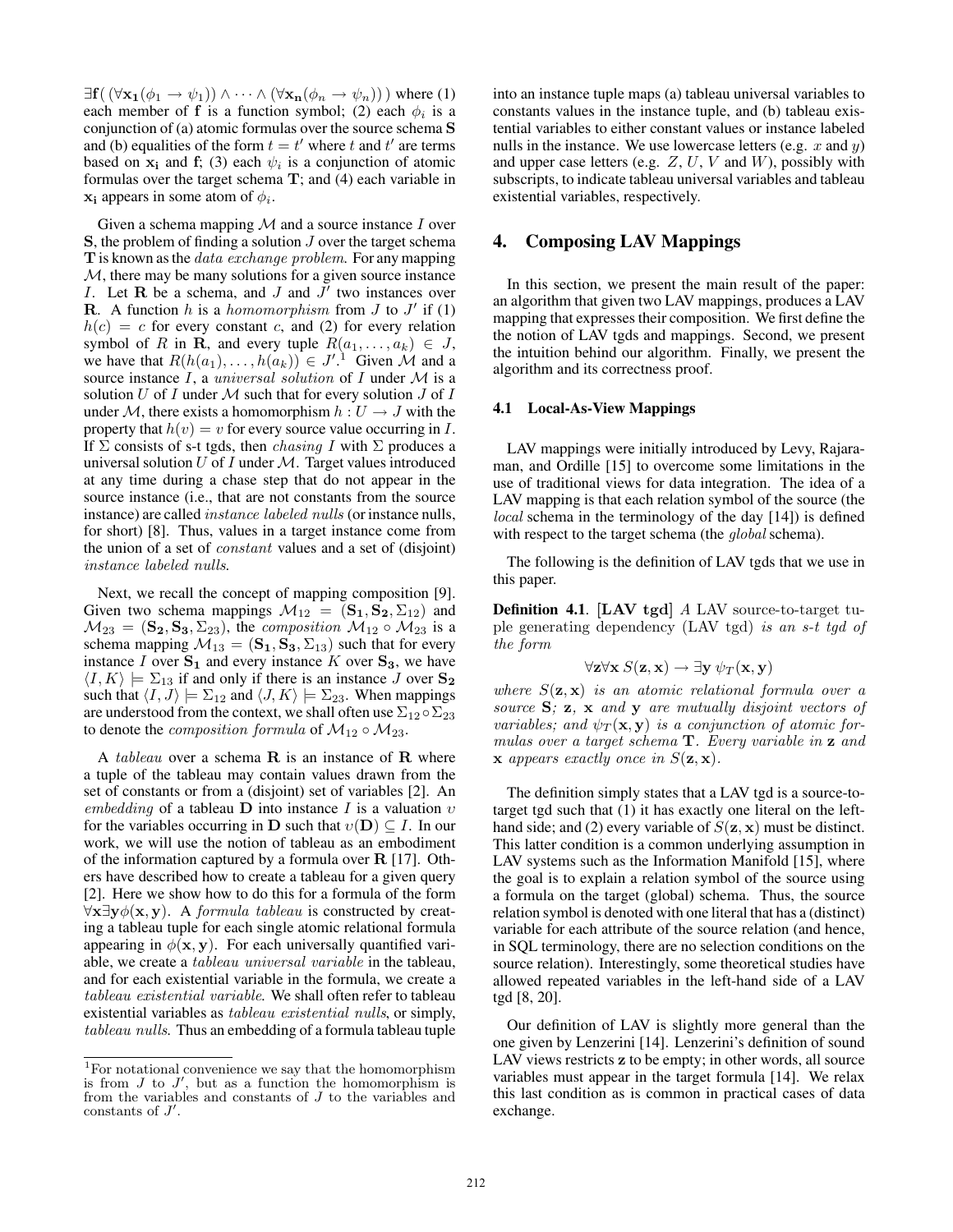$\exists \mathbf{f}( (\forall \mathbf{x_1}(\phi_1 \rightarrow \psi_1)) \wedge \cdots \wedge (\forall \mathbf{x_n}(\phi_n \rightarrow \psi_n)) )$ where (1) each member of $\mathbf{f}$ is a function symbol; (2) each $\phi_i$ is a conjunction of (a) atomic formulas over the source schema $\mathbf{S}$ and (b) equalities of the form $t = t'$ where $t$ and $t'$ are terms based on $\mathbf{x_i}$ and $\mathbf{f}$; (3) each $\psi_i$ is a conjunction of atomic formulas over the target schema $\mathbf{T}$; and (4) each variable in $\mathbf{x_i}$ appears in some atom of $\phi_i$.

Given a schema mapping $\mathcal{M}$ and a source instance $I$ over $\mathbf{S}$, the problem of finding a solution $J$ over the target schema $\mathbf{T}$ is known as the *data exchange problem.* For any mapping $\mathcal{M}$, there may be many solutions for a given source instance $I$. Let $\mathbf{R}$ be a schema, and $J$ and $J'$ two instances over $\mathbf{R}$. A function $h$ is a *homomorphism* from $J$ to $J'$ if (1) $h(c) = c$ for every constant $c$, and (2) for every relation symbol of $R$ in $\mathbf{R}$, and every tuple $R(a_1, \ldots, a_k) \in J$, we have that $R(h(a_1), \ldots, h(a_k)) \in J'$.[1] Given $\mathcal{M}$ and a source instance $I$, a *universal solution* of $I$ under $\mathcal{M}$ is a solution $U$ of $I$ under $\mathcal{M}$ such that for every solution $J$ of $I$ under $\mathcal{M}$, there exists a homomorphism $h : U \rightarrow J$ with the property that $h(v) = v$ for every source value occurring in $I$. If $\Sigma$ consists of s-t tgds, then *chasing* $I$ with $\Sigma$ produces a universal solution $U$ of $I$ under $\mathcal{M}$. Target values introduced at any time during a chase step that do not appear in the source instance (i.e., that are not constants from the source instance) are called *instance labeled nulls* (or instance nulls, for short) [8]. Thus, values in a target instance come from the union of a set of *constant* values and a set of (disjoint) *instance labeled nulls*.

Next, we recall the concept of mapping composition [9]. Given two schema mappings $\mathcal{M}_{12} = (\mathbf{S_1}, \mathbf{S_2}, \Sigma_{12})$ and $\mathcal{M}_{23} = (\mathbf{S_2}, \mathbf{S_3}, \Sigma_{23})$, the *composition* $\mathcal{M}_{12} \circ \mathcal{M}_{23}$ is a schema mapping $\mathcal{M}_{13} = (\mathbf{S_1}, \mathbf{S_3}, \Sigma_{13})$ such that for every instance $I$ over $\mathbf{S_1}$ and every instance $K$ over $\mathbf{S_3}$, we have $\langle I, K \rangle \models \Sigma_{13}$ if and only if there is an instance $J$ over $\mathbf{S_2}$ such that $\langle I, J \rangle \models \Sigma_{12}$ and $\langle J, K \rangle \models \Sigma_{23}$. When mappings are understood from the context, we shall often use $\Sigma_{12} \circ \Sigma_{23}$ to denote the *composition formula* of $\mathcal{M}_{12} \circ \mathcal{M}_{23}$.

A *tableau* over a schema $\mathbf{R}$ is an instance of $\mathbf{R}$ where a tuple of the tableau may contain values drawn from the set of constants or from a (disjoint) set of variables [2]. An *embedding* of a tableau $\mathbf{D}$ into instance $I$ is a valuation $\upsilon$ for the variables occurring in $\mathbf{D}$ such that $\upsilon(\mathbf{D}) \subseteq I$. In our work, we will use the notion of tableau as an embodiment of the information captured by a formula over $\mathbf{R}$ [17]. Others have described how to create a tableau for a given query [2]. Here we show how to do this for a formula of the form $\forall \mathbf{x} \exists \mathbf{y} \phi(\mathbf{x}, \mathbf{y})$. A *formula tableau* is constructed by creating a tableau tuple for each single atomic relational formula appearing in $\phi(\mathbf{x}, \mathbf{y})$. For each universally quantified variable, we create a *tableau universal variable* in the tableau, and for each existential variable in the formula, we create a *tableau existential variable*. We shall often refer to tableau existential variables as *tableau existential nulls*, or simply, *tableau nulls*. Thus an embedding of a formula tableau tuple into an instance tuple maps (a) tableau universal variables to constants values in the instance tuple, and (b) tableau existential variables to either constant values or instance labeled nulls in the instance. We use lowercase letters (e.g. $x$ and $y$) and upper case letters (e.g. $Z$, $U$, $V$ and $W$), possibly with subscripts, to indicate tableau universal variables and tableau existential variables, respectively.

[1] For notational convenience we say that the homomorphism is from $J$ to $J'$, but as a function the homomorphism is from the variables and constants of $J$ to the variables and constants of $J'$.

## 4. Composing LAV Mappings

In this section, we present the main result of the paper: an algorithm that given two LAV mappings, produces a LAV mapping that expresses their composition. We first define the the notion of LAV tgds and mappings. Second, we present the intuition behind our algorithm. Finally, we present the algorithm and its correctness proof.

### 4.1 Local-As-View Mappings

LAV mappings were initially introduced by Levy, Rajaraman, and Ordille [15] to overcome some limitations in the use of traditional views for data integration. The idea of a LAV mapping is that each relation symbol of the source (the *local* schema in the terminology of the day [14]) is defined with respect to the target schema (the *global* schema).

The following is the definition of LAV tgds that we use in this paper.

**Definition 4.1**. **[LAV tgd]** *A LAV source-to-target tuple generating dependency (LAV tgd) is an s-t tgd of the form*

$$\forall \mathbf{z} \forall \mathbf{x}\ S(\mathbf{z}, \mathbf{x}) \rightarrow \exists \mathbf{y}\ \psi_T(\mathbf{x}, \mathbf{y})$$

*where $S(\mathbf{z}, \mathbf{x})$ is an atomic relational formula over a source $\mathbf{S}$; $\mathbf{z}$, $\mathbf{x}$ and $\mathbf{y}$ are mutually disjoint vectors of variables; and $\psi_T(\mathbf{x}, \mathbf{y})$ is a conjunction of atomic formulas over a target schema $\mathbf{T}$. Every variable in $\mathbf{z}$ and $\mathbf{x}$ appears exactly once in $S(\mathbf{z}, \mathbf{x})$.*

The definition simply states that a LAV tgd is a source-to-target tgd such that (1) it has exactly one literal on the left-hand side; and (2) every variable of $S(\mathbf{z}, \mathbf{x})$ must be distinct. This latter condition is a common underlying assumption in LAV systems such as the Information Manifold [15], where the goal is to explain a relation symbol of the source using a formula on the target (global) schema. Thus, the source relation symbol is denoted with one literal that has a (distinct) variable for each attribute of the source relation (and hence, in SQL terminology, there are no selection conditions on the source relation). Interestingly, some theoretical studies have allowed repeated variables in the left-hand side of a LAV tgd [8, 20].

Our definition of LAV is slightly more general than the one given by Lenzerini [14]. Lenzerini's definition of sound LAV views restricts $\mathbf{z}$ to be empty; in other words, all source variables must appear in the target formula [14]. We relax this last condition as is common in practical cases of data exchange.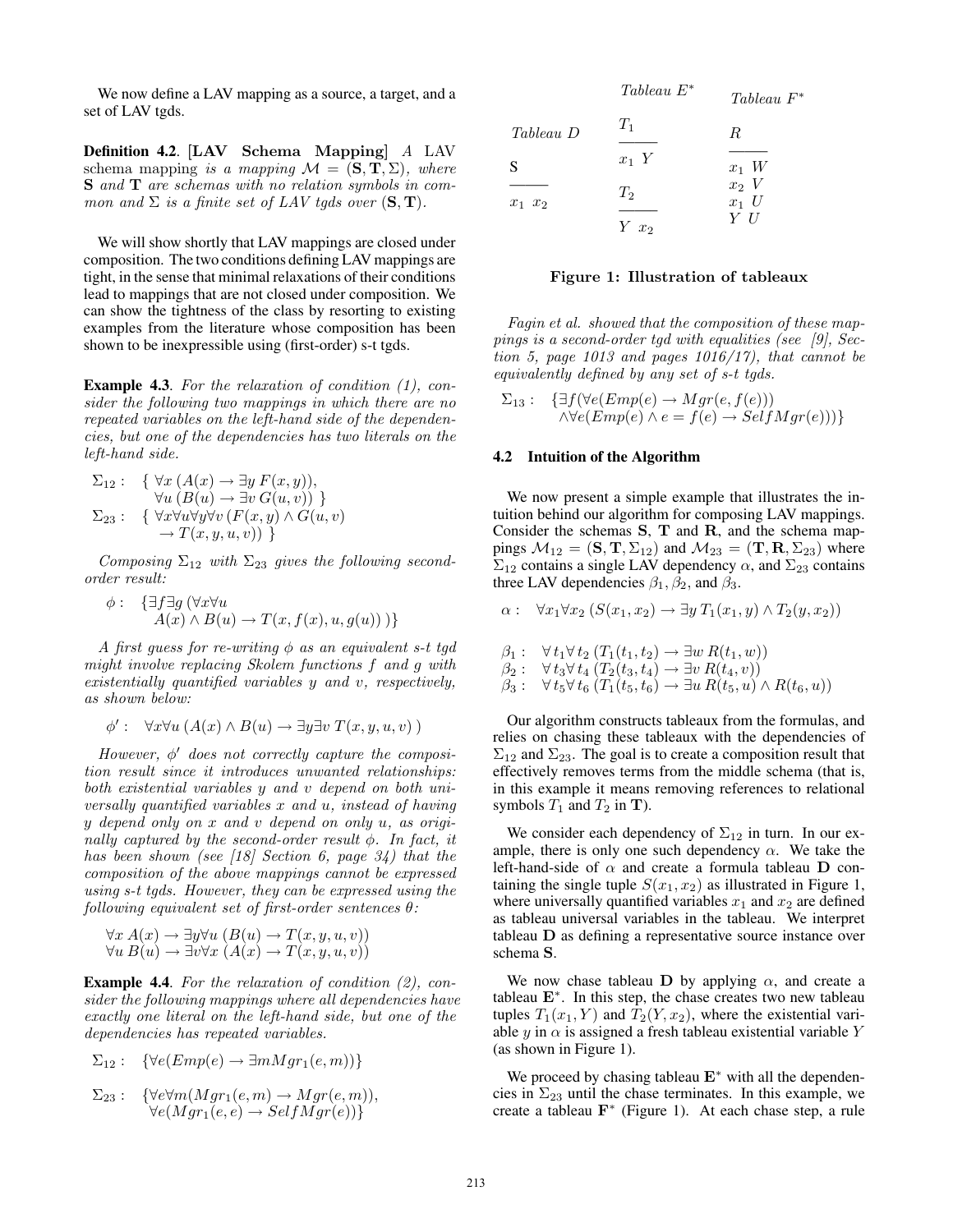We now define a LAV mapping as a source, a target, and a set of LAV tgds.

**Definition 4.2**. **[LAV Schema Mapping]** *A* LAV schema mapping *is a mapping* $\mathcal{M} = (\mathbf{S}, \mathbf{T}, \Sigma)$*, where* $\mathbf{S}$ *and* $\mathbf{T}$ *are schemas with no relation symbols in common and* $\Sigma$ *is a finite set of LAV tgds over* $(\mathbf{S}, \mathbf{T})$.

We will show shortly that LAV mappings are closed under composition. The two conditions defining LAV mappings are tight, in the sense that minimal relaxations of their conditions lead to mappings that are not closed under composition. We can show the tightness of the class by resorting to existing examples from the literature whose composition has been shown to be inexpressible using (first-order) s-t tgds.

**Example 4.3**. *For the relaxation of condition (1), consider the following two mappings in which there are no repeated variables on the left-hand side of the dependencies, but one of the dependencies has two literals on the left-hand side.*

$$\Sigma_{12}: \quad \{ \forall x\, (A(x) \rightarrow \exists y\, F(x,y)), \quad \forall u\, (B(u) \rightarrow \exists v\, G(u,v)) \}$$

$$\Sigma_{23}: \quad \{ \forall x \forall u \forall y \forall v\, (F(x,y) \wedge G(u,v) \rightarrow T(x,y,u,v)) \}$$

*Composing* $\Sigma_{12}$ *with* $\Sigma_{23}$ *gives the following second-order result:*

$$\phi: \quad \{\exists f \exists g\, (\forall x \forall u\; A(x) \wedge B(u) \rightarrow T(x, f(x), u, g(u)))\}$$

*A first guess for re-writing* $\phi$ *as an equivalent s-t tgd might involve replacing Skolem functions* $f$ *and* $g$ *with existentially quantified variables* $y$ *and* $v$*, respectively, as shown below:*

$$\phi': \quad \forall x \forall u\, (A(x) \wedge B(u) \rightarrow \exists y \exists v\, T(x,y,u,v))$$

*However,* $\phi'$ *does not correctly capture the composition result since it introduces unwanted relationships: both existential variables* $y$ *and* $v$ *depend on both universally quantified variables* $x$ *and* $u$*, instead of having* $y$ *depend only on* $x$ *and* $v$ *depend on only* $u$*, as originally captured by the second-order result* $\phi$*. In fact, it has been shown (see [18] Section 6, page 34) that the composition of the above mappings cannot be expressed using s-t tgds. However, they can be expressed using the following equivalent set of first-order sentences* $\theta$*:*

$$\forall x\, A(x) \rightarrow \exists y \forall u\, (B(u) \rightarrow T(x,y,u,v))$$
$$\forall u\, B(u) \rightarrow \exists v \forall x\, (A(x) \rightarrow T(x,y,u,v))$$

**Example 4.4**. *For the relaxation of condition (2), consider the following mappings where all dependencies have exactly one literal on the left-hand side, but one of the dependencies has repeated variables.*

$$\Sigma_{12}: \quad \{\forall e (Emp(e) \rightarrow \exists m Mgr_1(e,m))\}$$

$$\Sigma_{23}: \quad \{\forall e \forall m (Mgr_1(e,m) \rightarrow Mgr(e,m)), \quad \forall e (Mgr_1(e,e) \rightarrow SelfMgr(e))\}$$

| Tableau $D$ | Tableau $E^*$ | Tableau $F^*$ |
|---|---|---|
| S | $T_1$ | $R$ |
| $x_1\ x_2$ | $x_1\ Y$ | $x_1\ W$ |
| | $T_2$ | $x_2\ V$ |
| | $Y\ x_2$ | $x_1\ U$ |
| | | $Y\ U$ |

**Figure 1: Illustration of tableaux**

*Fagin et al. showed that the composition of these mappings is a second-order tgd with equalities (see [9], Section 5, page 1013 and pages 1016/17), that cannot be equivalently defined by any set of s-t tgds.*

$$\Sigma_{13}: \quad \{\exists f (\forall e (Emp(e) \rightarrow Mgr(e, f(e))) \wedge \forall e (Emp(e) \wedge e = f(e) \rightarrow SelfMgr(e)))\}$$

### 4.2 Intuition of the Algorithm

We now present a simple example that illustrates the intuition behind our algorithm for composing LAV mappings. Consider the schemas $\mathbf{S}$, $\mathbf{T}$ and $\mathbf{R}$, and the schema mappings $\mathcal{M}_{12} = (\mathbf{S}, \mathbf{T}, \Sigma_{12})$ and $\mathcal{M}_{23} = (\mathbf{T}, \mathbf{R}, \Sigma_{23})$ where $\Sigma_{12}$ contains a single LAV dependency $\alpha$, and $\Sigma_{23}$ contains three LAV dependencies $\beta_1$, $\beta_2$, and $\beta_3$.

$$\alpha: \quad \forall x_1 \forall x_2\, (S(x_1,x_2) \rightarrow \exists y\, T_1(x_1,y) \wedge T_2(y,x_2))$$

$$\beta_1: \quad \forall t_1 \forall t_2\, (T_1(t_1,t_2) \rightarrow \exists w\, R(t_1,w))$$
$$\beta_2: \quad \forall t_3 \forall t_4\, (T_2(t_3,t_4) \rightarrow \exists v\, R(t_4,v))$$
$$\beta_3: \quad \forall t_5 \forall t_6\, (T_1(t_5,t_6) \rightarrow \exists u\, R(t_5,u) \wedge R(t_6,u))$$

Our algorithm constructs tableaux from the formulas, and relies on chasing these tableaux with the dependencies of $\Sigma_{12}$ and $\Sigma_{23}$. The goal is to create a composition result that effectively removes terms from the middle schema (that is, in this example it means removing references to relational symbols $T_1$ and $T_2$ in $\mathbf{T}$).

We consider each dependency of $\Sigma_{12}$ in turn. In our example, there is only one such dependency $\alpha$. We take the left-hand-side of $\alpha$ and create a formula tableau $\mathbf{D}$ containing the single tuple $S(x_1,x_2)$ as illustrated in Figure 1, where universally quantified variables $x_1$ and $x_2$ are defined as tableau universal variables in the tableau. We interpret tableau $\mathbf{D}$ as defining a representative source instance over schema $\mathbf{S}$.

We now chase tableau $\mathbf{D}$ by applying $\alpha$, and create a tableau $\mathbf{E}^*$. In this step, the chase creates two new tableau tuples $T_1(x_1,Y)$ and $T_2(Y,x_2)$, where the existential variable $y$ in $\alpha$ is assigned a fresh tableau existential variable $Y$ (as shown in Figure 1).

We proceed by chasing tableau $\mathbf{E}^*$ with all the dependencies in $\Sigma_{23}$ until the chase terminates. In this example, we create a tableau $\mathbf{F}^*$ (Figure 1). At each chase step, a rule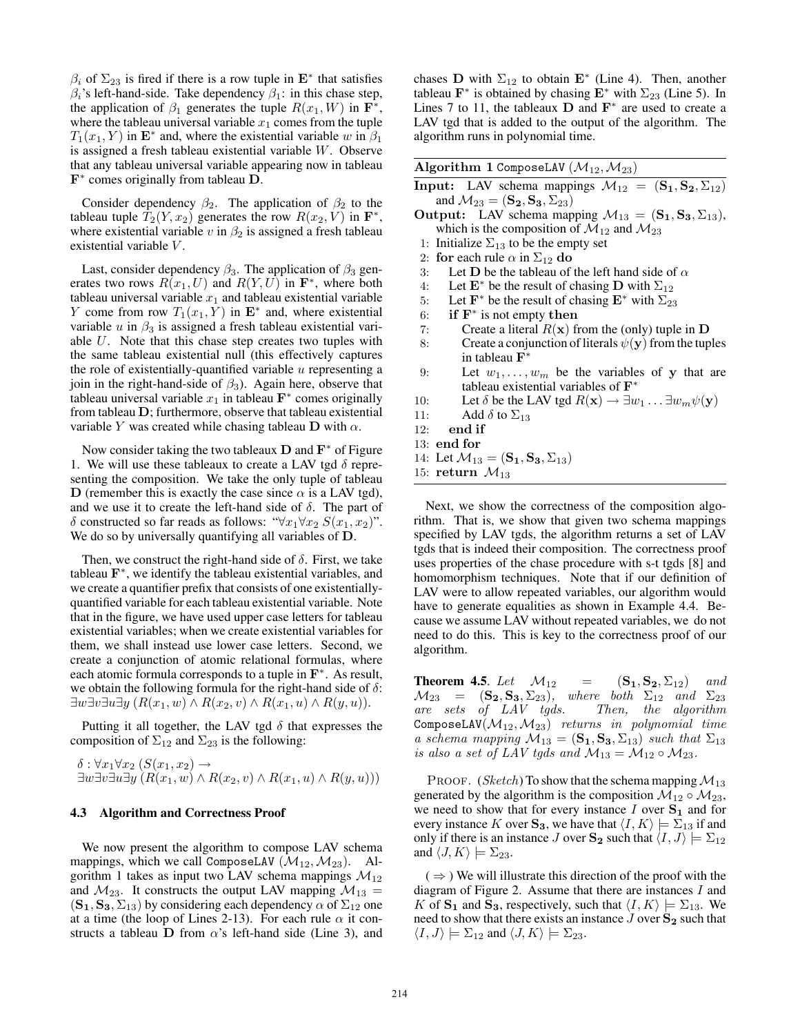$\beta_i$ of $\Sigma_{23}$ is fired if there is a row tuple in $\mathbf{E}^*$ that satisfies $\beta_i$'s left-hand-side. Take dependency $\beta_1$: in this chase step, the application of $\beta_1$ generates the tuple $R(x_1, W)$ in $\mathbf{F}^*$, where the tableau universal variable $x_1$ comes from the tuple $T_1(x_1, Y)$ in $\mathbf{E}^*$ and, where the existential variable $w$ in $\beta_1$ is assigned a fresh tableau existential variable $W$. Observe that any tableau universal variable appearing now in tableau $\mathbf{F}^*$ comes originally from tableau $\mathbf{D}$.

Consider dependency $\beta_2$. The application of $\beta_2$ to the tableau tuple $T_2(Y, x_2)$ generates the row $R(x_2, V)$ in $\mathbf{F}^*$, where existential variable $v$ in $\beta_2$ is assigned a fresh tableau existential variable $V$.

Last, consider dependency $\beta_3$. The application of $\beta_3$ generates two rows $R(x_1, U)$ and $R(Y, U)$ in $\mathbf{F}^*$, where both tableau universal variable $x_1$ and tableau existential variable $Y$ come from row $T_1(x_1, Y)$ in $\mathbf{E}^*$ and, where existential variable $u$ in $\beta_3$ is assigned a fresh tableau existential variable $U$. Note that this chase step creates two tuples with the same tableau existential null (this effectively captures the role of existentially-quantified variable $u$ representing a join in the right-hand-side of $\beta_3$). Again here, observe that tableau universal variable $x_1$ in tableau $\mathbf{F}^*$ comes originally from tableau $\mathbf{D}$; furthermore, observe that tableau existential variable $Y$ was created while chasing tableau $\mathbf{D}$ with $\alpha$.

Now consider taking the two tableaux $\mathbf{D}$ and $\mathbf{F}^*$ of Figure 1. We will use these tableaux to create a LAV tgd $\delta$ representing the composition. We take the only tuple of tableau $\mathbf{D}$ (remember this is exactly the case since $\alpha$ is a LAV tgd), and we use it to create the left-hand side of $\delta$. The part of $\delta$ constructed so far reads as follows: "$\forall x_1 \forall x_2 \; S(x_1, x_2)$". We do so by universally quantifying all variables of $\mathbf{D}$.

Then, we construct the right-hand side of $\delta$. First, we take tableau $\mathbf{F}^*$, we identify the tableau existential variables, and we create a quantifier prefix that consists of one existentially-quantified variable for each tableau existential variable. Note that in the figure, we have used upper case letters for tableau existential variables; when we create existential variables for them, we shall instead use lower case letters. Second, we create a conjunction of atomic relational formulas, where each atomic formula corresponds to a tuple in $\mathbf{F}^*$. As result, we obtain the following formula for the right-hand side of $\delta$: $\exists w \exists v \exists u \exists y \; (R(x_1, w) \wedge R(x_2, v) \wedge R(x_1, u) \wedge R(y, u))$.

Putting it all together, the LAV tgd $\delta$ that expresses the composition of $\Sigma_{12}$ and $\Sigma_{23}$ is the following:

$$\delta : \forall x_1 \forall x_2 \; (S(x_1, x_2) \rightarrow \\ \exists w \exists v \exists u \exists y \; (R(x_1, w) \wedge R(x_2, v) \wedge R(x_1, u) \wedge R(y, u)))$$

### 4.3 Algorithm and Correctness Proof

We now present the algorithm to compose LAV schema mappings, which we call ComposeLAV $(\mathcal{M}_{12}, \mathcal{M}_{23})$. Algorithm 1 takes as input two LAV schema mappings $\mathcal{M}_{12}$ and $\mathcal{M}_{23}$. It constructs the output LAV mapping $\mathcal{M}_{13} = (\mathbf{S_1}, \mathbf{S_3}, \Sigma_{13})$ by considering each dependency $\alpha$ of $\Sigma_{12}$ one at a time (the loop of Lines 2-13). For each rule $\alpha$ it constructs a tableau $\mathbf{D}$ from $\alpha$'s left-hand side (Line 3), and chases $\mathbf{D}$ with $\Sigma_{12}$ to obtain $\mathbf{E}^*$ (Line 4). Then, another tableau $\mathbf{F}^*$ is obtained by chasing $\mathbf{E}^*$ with $\Sigma_{23}$ (Line 5). In Lines 7 to 11, the tableaux $\mathbf{D}$ and $\mathbf{F}^*$ are used to create a LAV tgd that is added to the output of the algorithm. The algorithm runs in polynomial time.

**Algorithm 1** ComposeLAV $(\mathcal{M}_{12}, \mathcal{M}_{23})$

**Input:** LAV schema mappings $\mathcal{M}_{12} = (\mathbf{S_1}, \mathbf{S_2}, \Sigma_{12})$ and $\mathcal{M}_{23} = (\mathbf{S_2}, \mathbf{S_3}, \Sigma_{23})$

**Output:** LAV schema mapping $\mathcal{M}_{13} = (\mathbf{S_1}, \mathbf{S_3}, \Sigma_{13})$, which is the composition of $\mathcal{M}_{12}$ and $\mathcal{M}_{23}$

1: Initialize $\Sigma_{13}$ to be the empty set
2: **for** each rule $\alpha$ in $\Sigma_{12}$ **do**
3: Let $\mathbf{D}$ be the tableau of the left hand side of $\alpha$
4: Let $\mathbf{E}^*$ be the result of chasing $\mathbf{D}$ with $\Sigma_{12}$
5: Let $\mathbf{F}^*$ be the result of chasing $\mathbf{E}^*$ with $\Sigma_{23}$
6: **if** $\mathbf{F}^*$ is not empty **then**
7: Create a literal $R(\mathbf{x})$ from the (only) tuple in $\mathbf{D}$
8: Create a conjunction of literals $\psi(\mathbf{y})$ from the tuples in tableau $\mathbf{F}^*$
9: Let $w_1, \ldots, w_m$ be the variables of $\mathbf{y}$ that are tableau existential variables of $\mathbf{F}^*$
10: Let $\delta$ be the LAV tgd $R(\mathbf{x}) \rightarrow \exists w_1 \ldots \exists w_m \psi(\mathbf{y})$
11: Add $\delta$ to $\Sigma_{13}$
12: **end if**
13: **end for**
14: Let $\mathcal{M}_{13} = (\mathbf{S_1}, \mathbf{S_3}, \Sigma_{13})$
15: **return** $\mathcal{M}_{13}$

Next, we show the correctness of the composition algorithm. That is, we show that given two schema mappings specified by LAV tgds, the algorithm returns a set of LAV tgds that is indeed their composition. The correctness proof uses properties of the chase procedure with s-t tgds [8] and homomorphism techniques. Note that if our definition of LAV were to allow repeated variables, our algorithm would have to generate equalities as shown in Example 4.4. Because we assume LAV without repeated variables, we do not need to do this. This is key to the correctness proof of our algorithm.

**Theorem 4.5**. *Let $\mathcal{M}_{12} = (\mathbf{S_1}, \mathbf{S_2}, \Sigma_{12})$ and $\mathcal{M}_{23} = (\mathbf{S_2}, \mathbf{S_3}, \Sigma_{23})$, where both $\Sigma_{12}$ and $\Sigma_{23}$ are sets of LAV tgds. Then, the algorithm* ComposeLAV$(\mathcal{M}_{12}, \mathcal{M}_{23})$ *returns in polynomial time a schema mapping $\mathcal{M}_{13} = (\mathbf{S_1}, \mathbf{S_3}, \Sigma_{13})$ such that $\Sigma_{13}$ is also a set of LAV tgds and $\mathcal{M}_{13} = \mathcal{M}_{12} \circ \mathcal{M}_{23}$.*

PROOF. (*Sketch*) To show that the schema mapping $\mathcal{M}_{13}$ generated by the algorithm is the composition $\mathcal{M}_{12} \circ \mathcal{M}_{23}$, we need to show that for every instance $I$ over $\mathbf{S_1}$ and for every instance $K$ over $\mathbf{S_3}$, we have that $\langle I, K \rangle \models \Sigma_{13}$ if and only if there is an instance $J$ over $\mathbf{S_2}$ such that $\langle I, J \rangle \models \Sigma_{12}$ and $\langle J, K \rangle \models \Sigma_{23}$.

( $\Rightarrow$ ) We will illustrate this direction of the proof with the diagram of Figure 2. Assume that there are instances $I$ and $K$ of $\mathbf{S_1}$ and $\mathbf{S_3}$, respectively, such that $\langle I, K \rangle \models \Sigma_{13}$. We need to show that there exists an instance $J$ over $\mathbf{S_2}$ such that $\langle I, J \rangle \models \Sigma_{12}$ and $\langle J, K \rangle \models \Sigma_{23}$.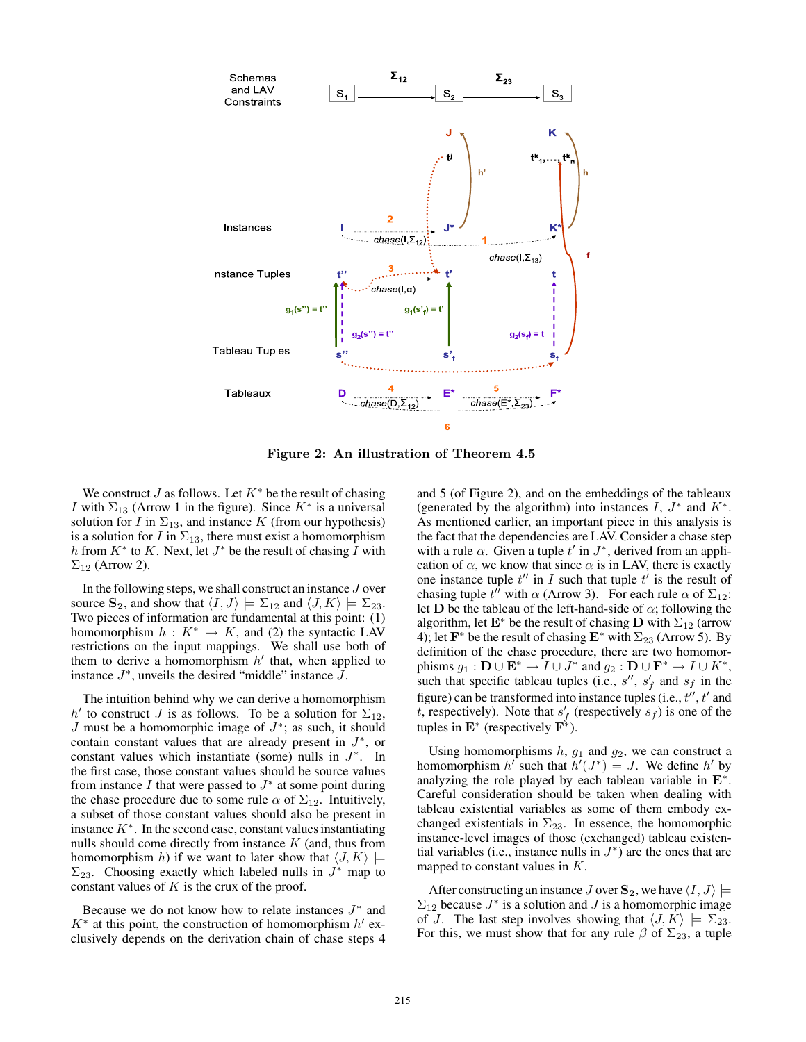**Figure 2: An illustration of Theorem 4.5**

We construct $J$ as follows. Let $K^*$ be the result of chasing $I$ with $\Sigma_{13}$ (Arrow 1 in the figure). Since $K^*$ is a universal solution for $I$ in $\Sigma_{13}$, and instance $K$ (from our hypothesis) is a solution for $I$ in $\Sigma_{13}$, there must exist a homomorphism $h$ from $K^*$ to $K$. Next, let $J^*$ be the result of chasing $I$ with $\Sigma_{12}$ (Arrow 2).

In the following steps, we shall construct an instance $J$ over source $\mathbf{S_2}$, and show that $\langle I, J\rangle \models \Sigma_{12}$ and $\langle J, K\rangle \models \Sigma_{23}$. Two pieces of information are fundamental at this point: (1) homomorphism $h : K^* \rightarrow K$, and (2) the syntactic LAV restrictions on the input mappings. We shall use both of them to derive a homomorphism $h'$ that, when applied to instance $J^*$, unveils the desired "middle" instance $J$.

The intuition behind why we can derive a homomorphism $h'$ to construct $J$ is as follows. To be a solution for $\Sigma_{12}$, $J$ must be a homomorphic image of $J^*$; as such, it should contain constant values that are already present in $J^*$, or constant values which instantiate (some) nulls in $J^*$. In the first case, those constant values should be source values from instance $I$ that were passed to $J^*$ at some point during the chase procedure due to some rule $\alpha$ of $\Sigma_{12}$. Intuitively, a subset of those constant values should also be present in instance $K^*$. In the second case, constant values instantiating nulls should come directly from instance $K$ (and, thus from homomorphism $h$) if we want to later show that $\langle J, K\rangle \models \Sigma_{23}$. Choosing exactly which labeled nulls in $J^*$ map to constant values of $K$ is the crux of the proof.

Because we do not know how to relate instances $J^*$ and $K^*$ at this point, the construction of homomorphism $h'$ exclusively depends on the derivation chain of chase steps 4 and 5 (of Figure 2), and on the embeddings of the tableaux (generated by the algorithm) into instances $I$, $J^*$ and $K^*$. As mentioned earlier, an important piece in this analysis is the fact that the dependencies are LAV. Consider a chase step with a rule $\alpha$. Given a tuple $t'$ in $J^*$, derived from an application of $\alpha$, we know that since $\alpha$ is in LAV, there is exactly one instance tuple $t''$ in $I$ such that tuple $t'$ is the result of chasing tuple $t''$ with $\alpha$ (Arrow 3). For each rule $\alpha$ of $\Sigma_{12}$: let $\mathbf{D}$ be the tableau of the left-hand-side of $\alpha$; following the algorithm, let $\mathbf{E}^*$ be the result of chasing $\mathbf{D}$ with $\Sigma_{12}$ (arrow 4); let $\mathbf{F}^*$ be the result of chasing $\mathbf{E}^*$ with $\Sigma_{23}$ (Arrow 5). By definition of the chase procedure, there are two homomorphisms $g_1 : \mathbf{D} \cup \mathbf{E}^* \rightarrow I \cup J^*$ and $g_2 : \mathbf{D} \cup \mathbf{F}^* \rightarrow I \cup K^*$, such that specific tableau tuples (i.e., $s''$, $s'_f$ and $s_f$ in the figure) can be transformed into instance tuples (i.e., $t''$, $t'$ and $t$, respectively). Note that $s'_f$ (respectively $s_f$) is one of the tuples in $\mathbf{E}^*$ (respectively $\mathbf{F}^*$).

Using homomorphisms $h$, $g_1$ and $g_2$, we can construct a homomorphism $h'$ such that $h'(J^*) = J$. We define $h'$ by analyzing the role played by each tableau variable in $\mathbf{E}^*$. Careful consideration should be taken when dealing with tableau existential variables as some of them embody exchanged existentials in $\Sigma_{23}$. In essence, the homomorphic instance-level images of those (exchanged) tableau existential variables (i.e., instance nulls in $J^*$) are the ones that are mapped to constant values in $K$.

After constructing an instance $J$ over $\mathbf{S_2}$, we have $\langle I, J\rangle \models \Sigma_{12}$ because $J^*$ is a solution and $J$ is a homomorphic image of $J$. The last step involves showing that $\langle J, K\rangle \models \Sigma_{23}$. For this, we must show that for any rule $\beta$ of $\Sigma_{23}$, a tuple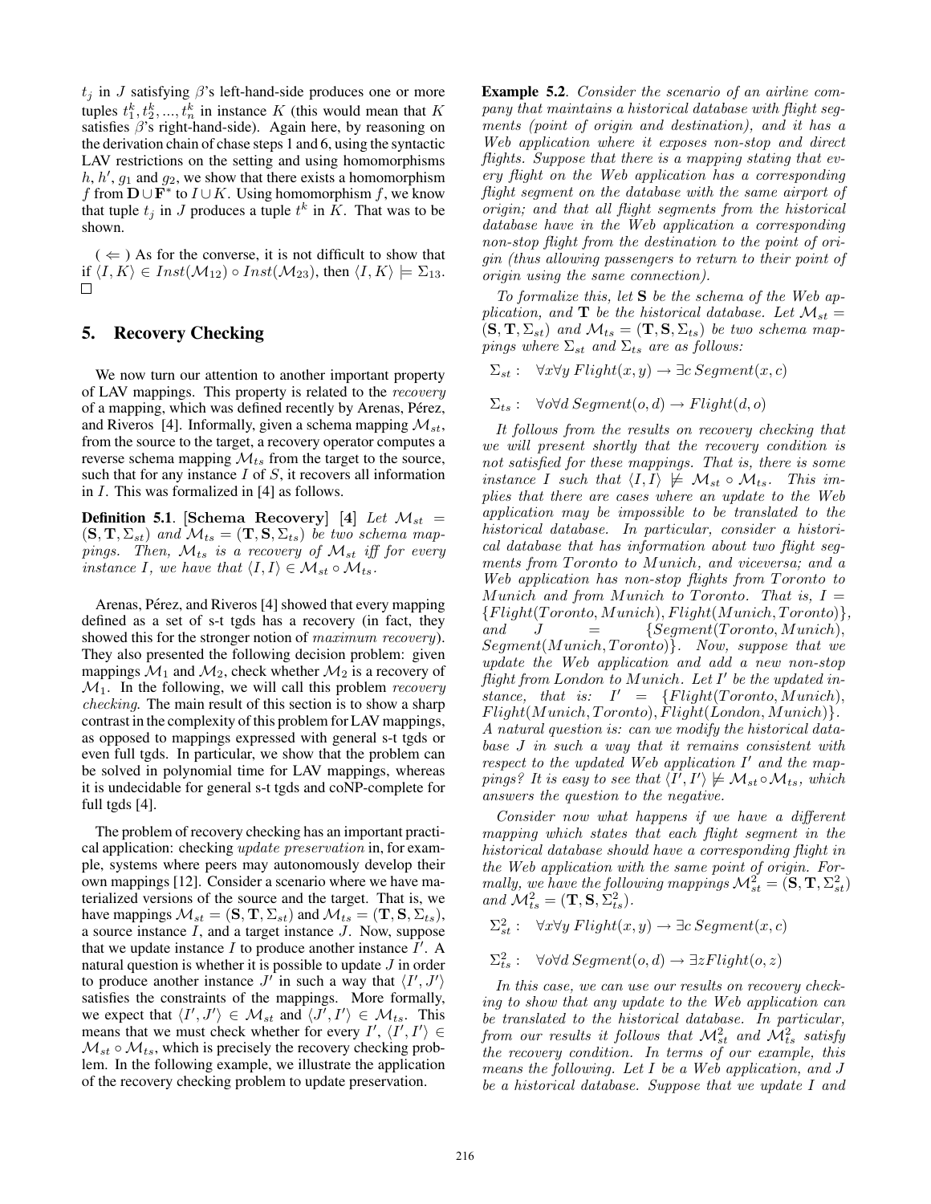$t_j$ in $J$ satisfying $\beta$'s left-hand-side produces one or more tuples $t_1^k, t_2^k, ..., t_n^k$ in instance $K$ (this would mean that $K$ satisfies $\beta$'s right-hand-side). Again here, by reasoning on the derivation chain of chase steps 1 and 6, using the syntactic LAV restrictions on the setting and using homomorphisms $h$, $h'$, $g_1$ and $g_2$, we show that there exists a homomorphism $f$ from $\mathbf{D} \cup \mathbf{F}^*$ to $I \cup K$. Using homomorphism $f$, we know that tuple $t_j$ in $J$ produces a tuple $t^k$ in $K$. That was to be shown.

( $\Leftarrow$ ) As for the converse, it is not difficult to show that if $\langle I, K \rangle \in Inst(\mathcal{M}_{12}) \circ Inst(\mathcal{M}_{23})$, then $\langle I, K \rangle \models \Sigma_{13}$. □

## 5. Recovery Checking

We now turn our attention to another important property of LAV mappings. This property is related to the *recovery* of a mapping, which was defined recently by Arenas, Pérez, and Riveros [4]. Informally, given a schema mapping $\mathcal{M}_{st}$, from the source to the target, a recovery operator computes a reverse schema mapping $\mathcal{M}_{ts}$ from the target to the source, such that for any instance $I$ of $S$, it recovers all information in $I$. This was formalized in [4] as follows.

**Definition 5.1**. **[Schema Recovery]** [4] *Let $\mathcal{M}_{st} = (\mathbf{S}, \mathbf{T}, \Sigma_{st})$ and $\mathcal{M}_{ts} = (\mathbf{T}, \mathbf{S}, \Sigma_{ts})$ be two schema mappings. Then, $\mathcal{M}_{ts}$ is a recovery of $\mathcal{M}_{st}$ iff for every instance $I$, we have that $\langle I, I \rangle \in \mathcal{M}_{st} \circ \mathcal{M}_{ts}$.*

Arenas, Pérez, and Riveros [4] showed that every mapping defined as a set of s-t tgds has a recovery (in fact, they showed this for the stronger notion of *maximum recovery*). They also presented the following decision problem: given mappings $\mathcal{M}_1$ and $\mathcal{M}_2$, check whether $\mathcal{M}_2$ is a recovery of $\mathcal{M}_1$. In the following, we will call this problem *recovery checking*. The main result of this section is to show a sharp contrast in the complexity of this problem for LAV mappings, as opposed to mappings expressed with general s-t tgds or even full tgds. In particular, we show that the problem can be solved in polynomial time for LAV mappings, whereas it is undecidable for general s-t tgds and coNP-complete for full tgds [4].

The problem of recovery checking has an important practical application: checking *update preservation* in, for example, systems where peers may autonomously develop their own mappings [12]. Consider a scenario where we have materialized versions of the source and the target. That is, we have mappings $\mathcal{M}_{st} = (\mathbf{S}, \mathbf{T}, \Sigma_{st})$ and $\mathcal{M}_{ts} = (\mathbf{T}, \mathbf{S}, \Sigma_{ts})$, a source instance $I$, and a target instance $J$. Now, suppose that we update instance $I$ to produce another instance $I'$. A natural question is whether it is possible to update $J$ in order to produce another instance $J'$ in such a way that $\langle I', J' \rangle$ satisfies the constraints of the mappings. More formally, we expect that $\langle I', J' \rangle \in \mathcal{M}_{st}$ and $\langle J', I' \rangle \in \mathcal{M}_{ts}$. This means that we must check whether for every $I'$, $\langle I', I' \rangle \in \mathcal{M}_{st} \circ \mathcal{M}_{ts}$, which is precisely the recovery checking problem. In the following example, we illustrate the application of the recovery checking problem to update preservation.

**Example 5.2**. *Consider the scenario of an airline company that maintains a historical database with flight segments (point of origin and destination), and it has a Web application where it exposes non-stop and direct flights. Suppose that there is a mapping stating that every flight on the Web application has a corresponding flight segment on the database with the same airport of origin; and that all flight segments from the historical database have in the Web application a corresponding non-stop flight from the destination to the point of origin (thus allowing passengers to return to their point of origin using the same connection).*

*To formalize this, let $\mathbf{S}$ be the schema of the Web application, and $\mathbf{T}$ be the historical database. Let $\mathcal{M}_{st} = (\mathbf{S}, \mathbf{T}, \Sigma_{st})$ and $\mathcal{M}_{ts} = (\mathbf{T}, \mathbf{S}, \Sigma_{ts})$ be two schema mappings where $\Sigma_{st}$ and $\Sigma_{ts}$ are as follows:*

$$\Sigma_{st}: \quad \forall x \forall y\, Flight(x, y) \rightarrow \exists c\, Segment(x, c)$$

$$\Sigma_{ts}: \quad \forall o \forall d\, Segment(o, d) \rightarrow Flight(d, o)$$

*It follows from the results on recovery checking that we will present shortly that the recovery condition is not satisfied for these mappings. That is, there is some instance $I$ such that $\langle I, I \rangle \not\models \mathcal{M}_{st} \circ \mathcal{M}_{ts}$. This implies that there are cases where an update to the Web application may be impossible to be translated to the historical database. In particular, consider a historical database that has information about two flight segments from $Toronto$ to $Munich$, and viceversa; and a Web application has non-stop flights from $Toronto$ to $Munich$ and from $Munich$ to $Toronto$. That is, $I = \{Flight(Toronto, Munich), Flight(Munich, Toronto)\}$, and $J = \{Segment(Toronto, Munich), Segment(Munich, Toronto)\}$. Now, suppose that we update the Web application and add a new non-stop flight from London to Munich. Let $I'$ be the updated instance, that is: $I' = \{Flight(Toronto, Munich), Flight(Munich, Toronto), Flight(London, Munich)\}$. A natural question is: can we modify the historical database $J$ in such a way that it remains consistent with respect to the updated Web application $I'$ and the mappings? It is easy to see that $\langle I', I' \rangle \not\models \mathcal{M}_{st} \circ \mathcal{M}_{ts}$, which answers the question to the negative.*

*Consider now what happens if we have a different mapping which states that each flight segment in the historical database should have a corresponding flight in the Web application with the same point of origin. Formally, we have the following mappings $\mathcal{M}_{st}^2 = (\mathbf{S}, \mathbf{T}, \Sigma_{st}^2)$ and $\mathcal{M}_{ts}^2 = (\mathbf{T}, \mathbf{S}, \Sigma_{ts}^2)$.*

$$\Sigma_{st}^2: \quad \forall x \forall y\, Flight(x, y) \rightarrow \exists c\, Segment(x, c)$$

$$\Sigma_{ts}^2: \quad \forall o \forall d\, Segment(o, d) \rightarrow \exists z Flight(o, z)$$

*In this case, we can use our results on recovery checking to show that any update to the Web application can be translated to the historical database. In particular, from our results it follows that $\mathcal{M}_{st}^2$ and $\mathcal{M}_{ts}^2$ satisfy the recovery condition. In terms of our example, this means the following. Let $I$ be a Web application, and $J$ be a historical database. Suppose that we update $I$ and*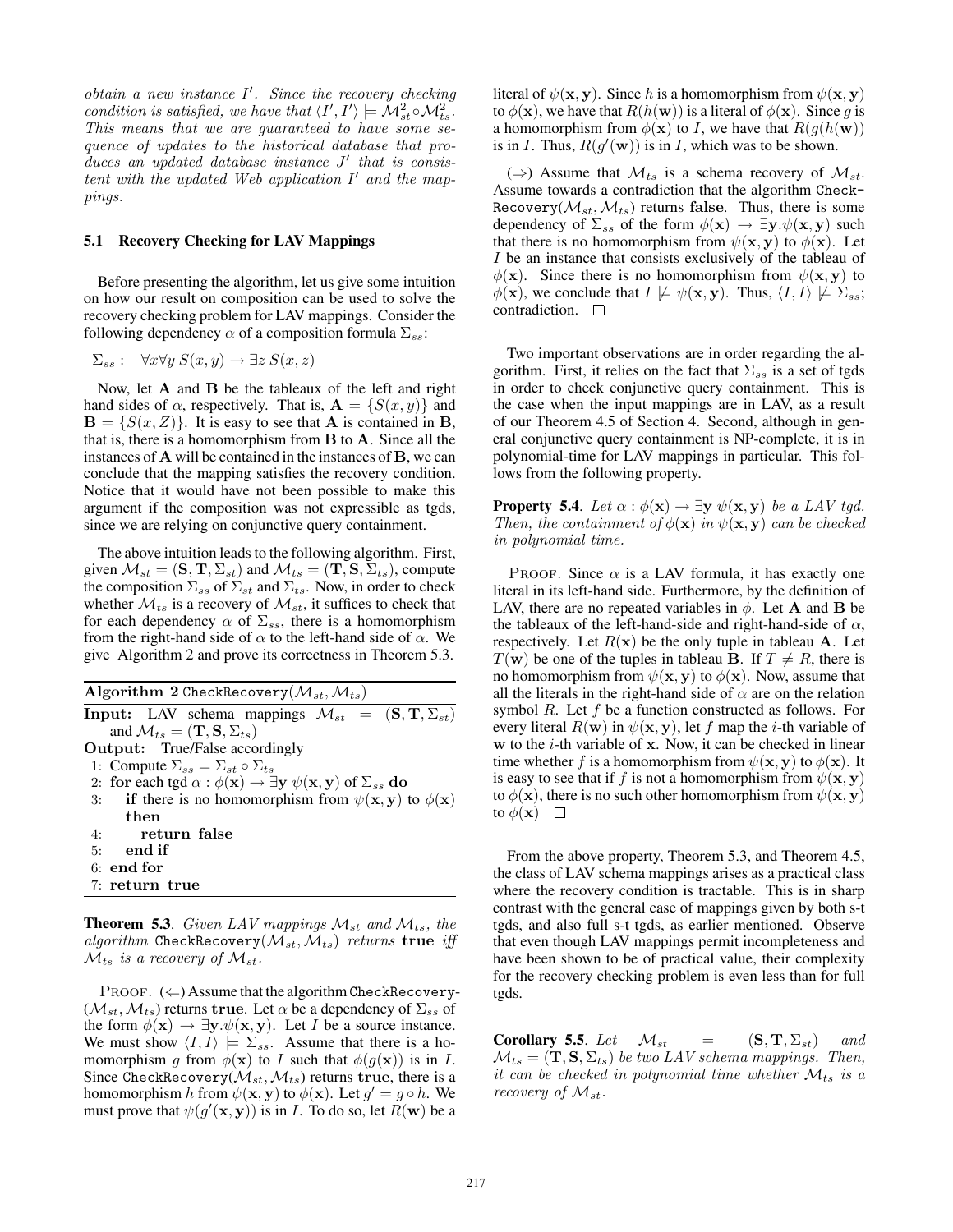*obtain a new instance $I'$. Since the recovery checking condition is satisfied, we have that $\langle I', I' \rangle \models \mathcal{M}^2_{st} \circ \mathcal{M}^2_{ts}$. This means that we are guaranteed to have some sequence of updates to the historical database that produces an updated database instance $J'$ that is consistent with the updated Web application $I'$ and the mappings.*

### 5.1 Recovery Checking for LAV Mappings

Before presenting the algorithm, let us give some intuition on how our result on composition can be used to solve the recovery checking problem for LAV mappings. Consider the following dependency $\alpha$ of a composition formula $\Sigma_{ss}$:

$$\Sigma_{ss}: \quad \forall x \forall y\, S(x, y) \to \exists z\, S(x, z)$$

Now, let $\mathbf{A}$ and $\mathbf{B}$ be the tableaux of the left and right hand sides of $\alpha$, respectively. That is, $\mathbf{A} = \{S(x, y)\}$ and $\mathbf{B} = \{S(x, Z)\}$. It is easy to see that $\mathbf{A}$ is contained in $\mathbf{B}$, that is, there is a homomorphism from $\mathbf{B}$ to $\mathbf{A}$. Since all the instances of $\mathbf{A}$ will be contained in the instances of $\mathbf{B}$, we can conclude that the mapping satisfies the recovery condition. Notice that it would have not been possible to make this argument if the composition was not expressible as tgds, since we are relying on conjunctive query containment.

The above intuition leads to the following algorithm. First, given $\mathcal{M}_{st} = (\mathbf{S}, \mathbf{T}, \Sigma_{st})$ and $\mathcal{M}_{ts} = (\mathbf{T}, \mathbf{S}, \Sigma_{ts})$, compute the composition $\Sigma_{ss}$ of $\Sigma_{st}$ and $\Sigma_{ts}$. Now, in order to check whether $\mathcal{M}_{ts}$ is a recovery of $\mathcal{M}_{st}$, it suffices to check that for each dependency $\alpha$ of $\Sigma_{ss}$, there is a homomorphism from the right-hand side of $\alpha$ to the left-hand side of $\alpha$. We give Algorithm 2 and prove its correctness in Theorem 5.3.

**Algorithm 2** CheckRecovery($\mathcal{M}_{st}, \mathcal{M}_{ts}$)

**Input:** LAV schema mappings $\mathcal{M}_{st} = (\mathbf{S}, \mathbf{T}, \Sigma_{st})$ and $\mathcal{M}_{ts} = (\mathbf{T}, \mathbf{S}, \Sigma_{ts})$
**Output:** True/False accordingly

```
1: Compute Σ_ss = Σ_st ∘ Σ_ts
2: for each tgd α : φ(x) → ∃y ψ(x, y) of Σ_ss do
3:     if there is no homomorphism from ψ(x, y) to φ(x) then
4:         return false
5:     end if
6: end for
7: return true
```

**Theorem 5.3**. *Given LAV mappings $\mathcal{M}_{st}$ and $\mathcal{M}_{ts}$, the algorithm* CheckRecovery($\mathcal{M}_{st}, \mathcal{M}_{ts}$) *returns* **true** *iff $\mathcal{M}_{ts}$ is a recovery of $\mathcal{M}_{st}$.*

PROOF. ($\Leftarrow$) Assume that the algorithm CheckRecovery($\mathcal{M}_{st}, \mathcal{M}_{ts}$) returns **true**. Let $\alpha$ be a dependency of $\Sigma_{ss}$ of the form $\phi(\mathbf{x}) \to \exists \mathbf{y}.\psi(\mathbf{x}, \mathbf{y})$. Let $I$ be a source instance. We must show $\langle I, I \rangle \models \Sigma_{ss}$. Assume that there is a homomorphism $g$ from $\phi(\mathbf{x})$ to $I$ such that $\phi(g(\mathbf{x}))$ is in $I$. Since CheckRecovery($\mathcal{M}_{st}, \mathcal{M}_{ts}$) returns **true**, there is a homomorphism $h$ from $\psi(\mathbf{x}, \mathbf{y})$ to $\phi(\mathbf{x})$. Let $g' = g \circ h$. We must prove that $\psi(g'(\mathbf{x}, \mathbf{y}))$ is in $I$. To do so, let $R(\mathbf{w})$ be a literal of $\psi(\mathbf{x}, \mathbf{y})$. Since $h$ is a homomorphism from $\psi(\mathbf{x}, \mathbf{y})$ to $\phi(\mathbf{x})$, we have that $R(h(\mathbf{w}))$ is a literal of $\phi(\mathbf{x})$. Since $g$ is a homomorphism from $\phi(\mathbf{x})$ to $I$, we have that $R(g(h(\mathbf{w}))$ is in $I$. Thus, $R(g'(\mathbf{w}))$ is in $I$, which was to be shown.

($\Rightarrow$) Assume that $\mathcal{M}_{ts}$ is a schema recovery of $\mathcal{M}_{st}$. Assume towards a contradiction that the algorithm CheckRecovery($\mathcal{M}_{st}, \mathcal{M}_{ts}$) returns **false**. Thus, there is some dependency of $\Sigma_{ss}$ of the form $\phi(\mathbf{x}) \to \exists \mathbf{y}.\psi(\mathbf{x}, \mathbf{y})$ such that there is no homomorphism from $\psi(\mathbf{x}, \mathbf{y})$ to $\phi(\mathbf{x})$. Let $I$ be an instance that consists exclusively of the tableau of $\phi(\mathbf{x})$. Since there is no homomorphism from $\psi(\mathbf{x}, \mathbf{y})$ to $\phi(\mathbf{x})$, we conclude that $I \not\models \psi(\mathbf{x}, \mathbf{y})$. Thus, $\langle I, I \rangle \not\models \Sigma_{ss}$; contradiction. $\square$

Two important observations are in order regarding the algorithm. First, it relies on the fact that $\Sigma_{ss}$ is a set of tgds in order to check conjunctive query containment. This is the case when the input mappings are in LAV, as a result of our Theorem 4.5 of Section 4. Second, although in general conjunctive query containment is NP-complete, it is in polynomial-time for LAV mappings in particular. This follows from the following property.

**Property 5.4**. *Let $\alpha : \phi(\mathbf{x}) \to \exists \mathbf{y}\ \psi(\mathbf{x}, \mathbf{y})$ be a LAV tgd. Then, the containment of $\phi(\mathbf{x})$ in $\psi(\mathbf{x}, \mathbf{y})$ can be checked in polynomial time.*

PROOF. Since $\alpha$ is a LAV formula, it has exactly one literal in its left-hand side. Furthermore, by the definition of LAV, there are no repeated variables in $\phi$. Let $\mathbf{A}$ and $\mathbf{B}$ be the tableaux of the left-hand-side and right-hand-side of $\alpha$, respectively. Let $R(\mathbf{x})$ be the only tuple in tableau $\mathbf{A}$. Let $T(\mathbf{w})$ be one of the tuples in tableau $\mathbf{B}$. If $T \neq R$, there is no homomorphism from $\psi(\mathbf{x}, \mathbf{y})$ to $\phi(\mathbf{x})$. Now, assume that all the literals in the right-hand side of $\alpha$ are on the relation symbol $R$. Let $f$ be a function constructed as follows. For every literal $R(\mathbf{w})$ in $\psi(\mathbf{x}, \mathbf{y})$, let $f$ map the $i$-th variable of $\mathbf{w}$ to the $i$-th variable of $\mathbf{x}$. Now, it can be checked in linear time whether $f$ is a homomorphism from $\psi(\mathbf{x}, \mathbf{y})$ to $\phi(\mathbf{x})$. It is easy to see that if $f$ is not a homomorphism from $\psi(\mathbf{x}, \mathbf{y})$ to $\phi(\mathbf{x})$, there is no such other homomorphism from $\psi(\mathbf{x}, \mathbf{y})$ to $\phi(\mathbf{x})$ $\square$

From the above property, Theorem 5.3, and Theorem 4.5, the class of LAV schema mappings arises as a practical class where the recovery condition is tractable. This is in sharp contrast with the general case of mappings given by both s-t tgds, and also full s-t tgds, as earlier mentioned. Observe that even though LAV mappings permit incompleteness and have been shown to be of practical value, their complexity for the recovery checking problem is even less than for full tgds.

**Corollary 5.5**. *Let $\mathcal{M}_{st} = (\mathbf{S}, \mathbf{T}, \Sigma_{st})$ and $\mathcal{M}_{ts} = (\mathbf{T}, \mathbf{S}, \Sigma_{ts})$ be two LAV schema mappings. Then, it can be checked in polynomial time whether $\mathcal{M}_{ts}$ is a recovery of $\mathcal{M}_{st}$.*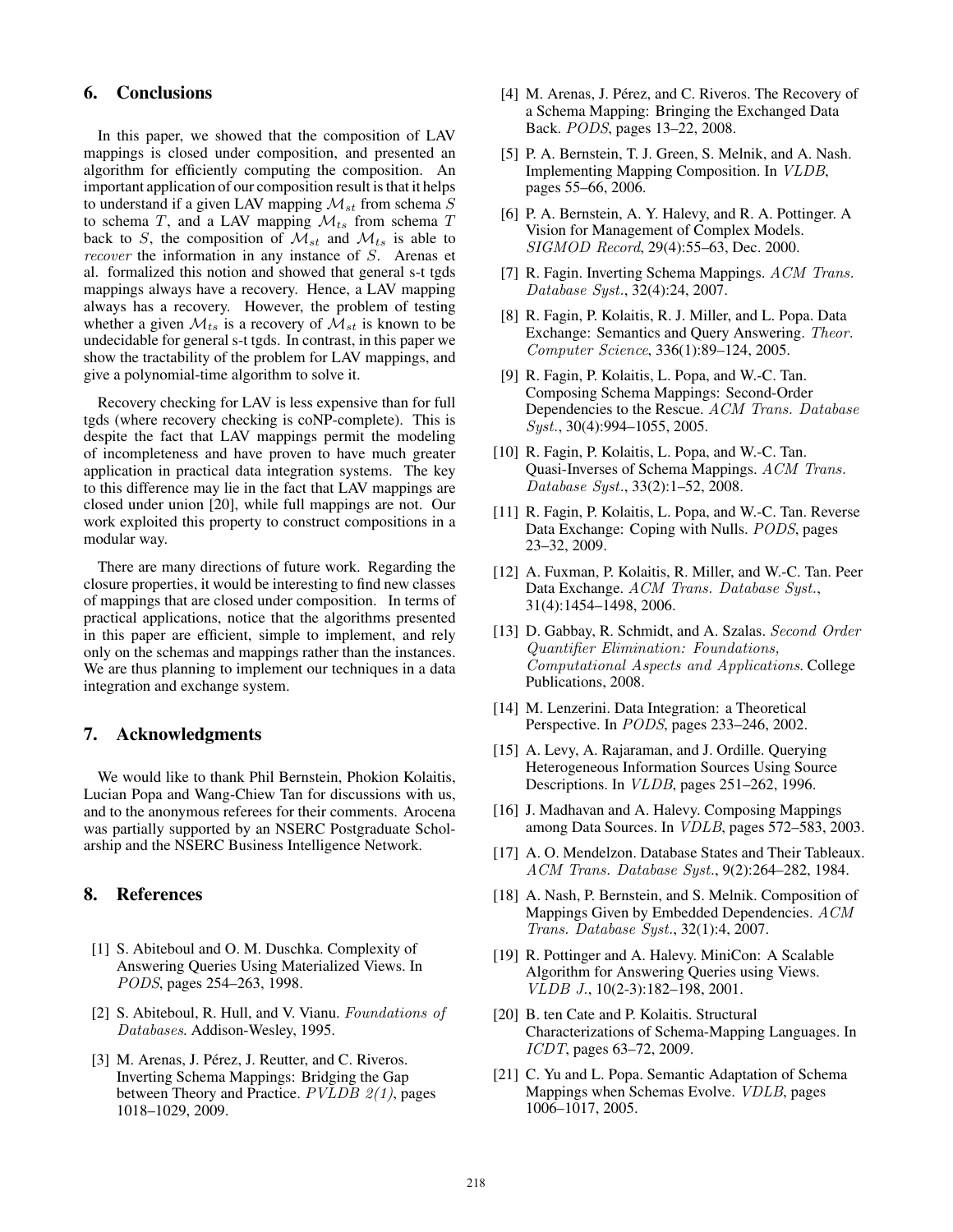## 6. Conclusions

In this paper, we showed that the composition of LAV mappings is closed under composition, and presented an algorithm for efficiently computing the composition. An important application of our composition result is that it helps to understand if a given LAV mapping $\mathcal{M}_{st}$ from schema $S$ to schema $T$, and a LAV mapping $\mathcal{M}_{ts}$ from schema $T$ back to $S$, the composition of $\mathcal{M}_{st}$ and $\mathcal{M}_{ts}$ is able to *recover* the information in any instance of $S$. Arenas et al. formalized this notion and showed that general s-t tgds mappings always have a recovery. Hence, a LAV mapping always has a recovery. However, the problem of testing whether a given $\mathcal{M}_{ts}$ is a recovery of $\mathcal{M}_{st}$ is known to be undecidable for general s-t tgds. In contrast, in this paper we show the tractability of the problem for LAV mappings, and give a polynomial-time algorithm to solve it.

Recovery checking for LAV is less expensive than for full tgds (where recovery checking is coNP-complete). This is despite the fact that LAV mappings permit the modeling of incompleteness and have proven to have much greater application in practical data integration systems. The key to this difference may lie in the fact that LAV mappings are closed under union [20], while full mappings are not. Our work exploited this property to construct compositions in a modular way.

There are many directions of future work. Regarding the closure properties, it would be interesting to find new classes of mappings that are closed under composition. In terms of practical applications, notice that the algorithms presented in this paper are efficient, simple to implement, and rely only on the schemas and mappings rather than the instances. We are thus planning to implement our techniques in a data integration and exchange system.

## 7. Acknowledgments

We would like to thank Phil Bernstein, Phokion Kolaitis, Lucian Popa and Wang-Chiew Tan for discussions with us, and to the anonymous referees for their comments. Arocena was partially supported by an NSERC Postgraduate Scholarship and the NSERC Business Intelligence Network.

## 8. References

[1] S. Abiteboul and O. M. Duschka. Complexity of Answering Queries Using Materialized Views. In *PODS*, pages 254–263, 1998.

[2] S. Abiteboul, R. Hull, and V. Vianu. *Foundations of Databases*. Addison-Wesley, 1995.

[3] M. Arenas, J. Pérez, J. Reutter, and C. Riveros. Inverting Schema Mappings: Bridging the Gap between Theory and Practice. *PVLDB 2(1)*, pages 1018–1029, 2009.

[4] M. Arenas, J. Pérez, and C. Riveros. The Recovery of a Schema Mapping: Bringing the Exchanged Data Back. *PODS*, pages 13–22, 2008.

[5] P. A. Bernstein, T. J. Green, S. Melnik, and A. Nash. Implementing Mapping Composition. In *VLDB*, pages 55–66, 2006.

[6] P. A. Bernstein, A. Y. Halevy, and R. A. Pottinger. A Vision for Management of Complex Models. *SIGMOD Record*, 29(4):55–63, Dec. 2000.

[7] R. Fagin. Inverting Schema Mappings. *ACM Trans. Database Syst.*, 32(4):24, 2007.

[8] R. Fagin, P. Kolaitis, R. J. Miller, and L. Popa. Data Exchange: Semantics and Query Answering. *Theor. Computer Science*, 336(1):89–124, 2005.

[9] R. Fagin, P. Kolaitis, L. Popa, and W.-C. Tan. Composing Schema Mappings: Second-Order Dependencies to the Rescue. *ACM Trans. Database Syst.*, 30(4):994–1055, 2005.

[10] R. Fagin, P. Kolaitis, L. Popa, and W.-C. Tan. Quasi-Inverses of Schema Mappings. *ACM Trans. Database Syst.*, 33(2):1–52, 2008.

[11] R. Fagin, P. Kolaitis, L. Popa, and W.-C. Tan. Reverse Data Exchange: Coping with Nulls. *PODS*, pages 23–32, 2009.

[12] A. Fuxman, P. Kolaitis, R. Miller, and W.-C. Tan. Peer Data Exchange. *ACM Trans. Database Syst.*, 31(4):1454–1498, 2006.

[13] D. Gabbay, R. Schmidt, and A. Szalas. *Second Order Quantifier Elimination: Foundations, Computational Aspects and Applications*. College Publications, 2008.

[14] M. Lenzerini. Data Integration: a Theoretical Perspective. In *PODS*, pages 233–246, 2002.

[15] A. Levy, A. Rajaraman, and J. Ordille. Querying Heterogeneous Information Sources Using Source Descriptions. In *VLDB*, pages 251–262, 1996.

[16] J. Madhavan and A. Halevy. Composing Mappings among Data Sources. In *VDLB*, pages 572–583, 2003.

[17] A. O. Mendelzon. Database States and Their Tableaux. *ACM Trans. Database Syst.*, 9(2):264–282, 1984.

[18] A. Nash, P. Bernstein, and S. Melnik. Composition of Mappings Given by Embedded Dependencies. *ACM Trans. Database Syst.*, 32(1):4, 2007.

[19] R. Pottinger and A. Halevy. MiniCon: A Scalable Algorithm for Answering Queries using Views. *VLDB J.*, 10(2-3):182–198, 2001.

[20] B. ten Cate and P. Kolaitis. Structural Characterizations of Schema-Mapping Languages. In *ICDT*, pages 63–72, 2009.

[21] C. Yu and L. Popa. Semantic Adaptation of Schema Mappings when Schemas Evolve. *VDLB*, pages 1006–1017, 2005.